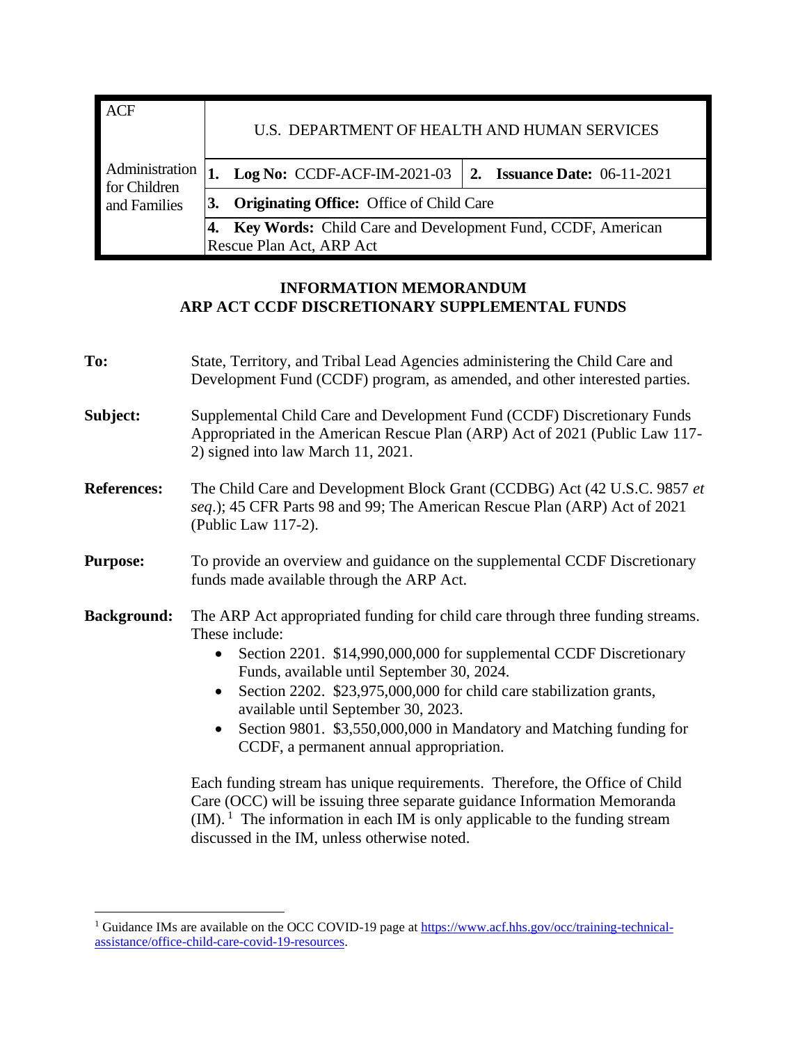| ACF | U.S. DEPARTMENT OF HEALTH AND HUMAN SERVICES | |
|---|---|---|
| Administration for Children and Families | **1. Log No:** CCDF-ACF-IM-2021-03 | **2. Issuance Date:** 06-11-2021 |
| | **3. Originating Office:** Office of Child Care | |
| | **4. Key Words:** Child Care and Development Fund, CCDF, American Rescue Plan Act, ARP Act | |

**INFORMATION MEMORANDUM**
**ARP ACT CCDF DISCRETIONARY SUPPLEMENTAL FUNDS**

**To:** State, Territory, and Tribal Lead Agencies administering the Child Care and Development Fund (CCDF) program, as amended, and other interested parties.

**Subject:** Supplemental Child Care and Development Fund (CCDF) Discretionary Funds Appropriated in the American Rescue Plan (ARP) Act of 2021 (Public Law 117-2) signed into law March 11, 2021.

**References:** The Child Care and Development Block Grant (CCDBG) Act (42 U.S.C. 9857 *et seq*.); 45 CFR Parts 98 and 99; The American Rescue Plan (ARP) Act of 2021 (Public Law 117-2).

**Purpose:** To provide an overview and guidance on the supplemental CCDF Discretionary funds made available through the ARP Act.

**Background:** The ARP Act appropriated funding for child care through three funding streams. These include:

- Section 2201. $14,990,000,000 for supplemental CCDF Discretionary Funds, available until September 30, 2024.
- Section 2202. $23,975,000,000 for child care stabilization grants, available until September 30, 2023.
- Section 9801. $3,550,000,000 in Mandatory and Matching funding for CCDF, a permanent annual appropriation.

Each funding stream has unique requirements. Therefore, the Office of Child Care (OCC) will be issuing three separate guidance Information Memoranda (IM).[1] The information in each IM is only applicable to the funding stream discussed in the IM, unless otherwise noted.

[1] Guidance IMs are available on the OCC COVID-19 page at https://www.acf.hhs.gov/occ/training-technical-assistance/office-child-care-covid-19-resources.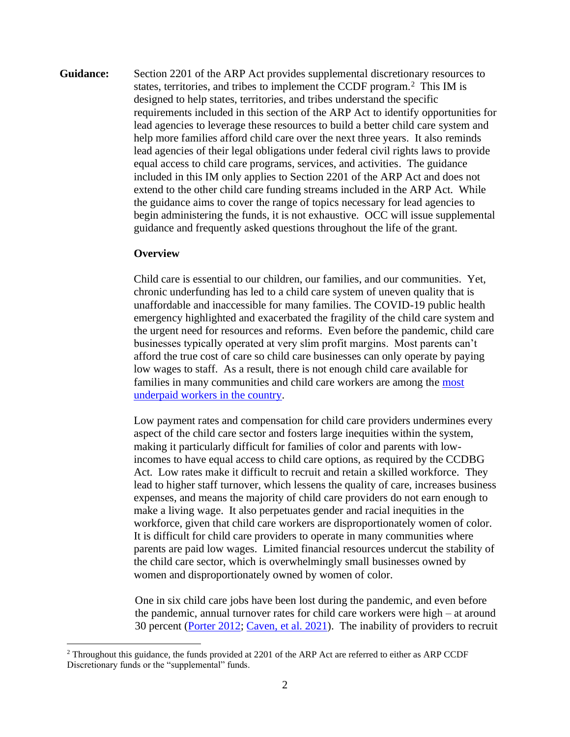**Guidance:** Section 2201 of the ARP Act provides supplemental discretionary resources to states, territories, and tribes to implement the CCDF program.[2] This IM is designed to help states, territories, and tribes understand the specific requirements included in this section of the ARP Act to identify opportunities for lead agencies to leverage these resources to build a better child care system and help more families afford child care over the next three years. It also reminds lead agencies of their legal obligations under federal civil rights laws to provide equal access to child care programs, services, and activities. The guidance included in this IM only applies to Section 2201 of the ARP Act and does not extend to the other child care funding streams included in the ARP Act. While the guidance aims to cover the range of topics necessary for lead agencies to begin administering the funds, it is not exhaustive. OCC will issue supplemental guidance and frequently asked questions throughout the life of the grant.

**Overview**

Child care is essential to our children, our families, and our communities. Yet, chronic underfunding has led to a child care system of uneven quality that is unaffordable and inaccessible for many families. The COVID-19 public health emergency highlighted and exacerbated the fragility of the child care system and the urgent need for resources and reforms. Even before the pandemic, child care businesses typically operated at very slim profit margins. Most parents can't afford the true cost of care so child care businesses can only operate by paying low wages to staff. As a result, there is not enough child care available for families in many communities and child care workers are among the most underpaid workers in the country.

Low payment rates and compensation for child care providers undermines every aspect of the child care sector and fosters large inequities within the system, making it particularly difficult for families of color and parents with low-incomes to have equal access to child care options, as required by the CCDBG Act. Low rates make it difficult to recruit and retain a skilled workforce. They lead to higher staff turnover, which lessens the quality of care, increases business expenses, and means the majority of child care providers do not earn enough to make a living wage. It also perpetuates gender and racial inequities in the workforce, given that child care workers are disproportionately women of color. It is difficult for child care providers to operate in many communities where parents are paid low wages. Limited financial resources undercut the stability of the child care sector, which is overwhelmingly small businesses owned by women and disproportionately owned by women of color.

One in six child care jobs have been lost during the pandemic, and even before the pandemic, annual turnover rates for child care workers were high – at around 30 percent (Porter 2012; Caven, et al. 2021). The inability of providers to recruit

[2] Throughout this guidance, the funds provided at 2201 of the ARP Act are referred to either as ARP CCDF Discretionary funds or the "supplemental" funds.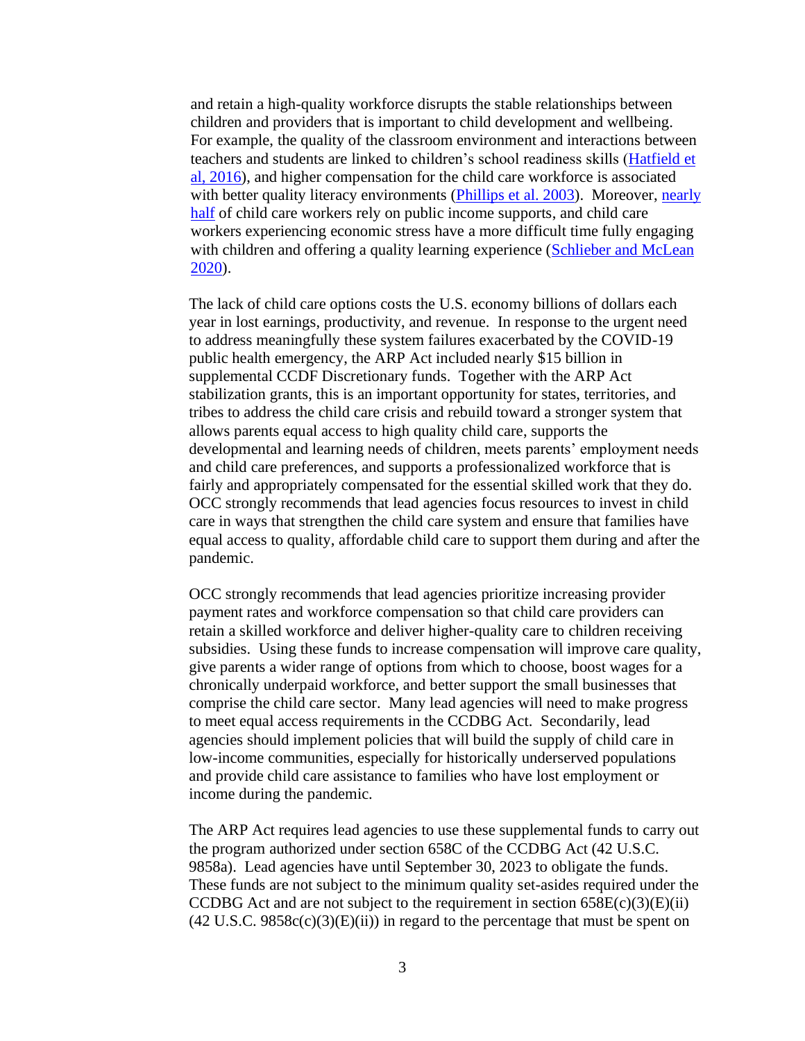and retain a high-quality workforce disrupts the stable relationships between children and providers that is important to child development and wellbeing. For example, the quality of the classroom environment and interactions between teachers and students are linked to children's school readiness skills (Hatfield et al, 2016), and higher compensation for the child care workforce is associated with better quality literacy environments (Phillips et al. 2003). Moreover, nearly half of child care workers rely on public income supports, and child care workers experiencing economic stress have a more difficult time fully engaging with children and offering a quality learning experience (Schlieber and McLean 2020).

The lack of child care options costs the U.S. economy billions of dollars each year in lost earnings, productivity, and revenue. In response to the urgent need to address meaningfully these system failures exacerbated by the COVID-19 public health emergency, the ARP Act included nearly $15 billion in supplemental CCDF Discretionary funds. Together with the ARP Act stabilization grants, this is an important opportunity for states, territories, and tribes to address the child care crisis and rebuild toward a stronger system that allows parents equal access to high quality child care, supports the developmental and learning needs of children, meets parents' employment needs and child care preferences, and supports a professionalized workforce that is fairly and appropriately compensated for the essential skilled work that they do. OCC strongly recommends that lead agencies focus resources to invest in child care in ways that strengthen the child care system and ensure that families have equal access to quality, affordable child care to support them during and after the pandemic.

OCC strongly recommends that lead agencies prioritize increasing provider payment rates and workforce compensation so that child care providers can retain a skilled workforce and deliver higher-quality care to children receiving subsidies. Using these funds to increase compensation will improve care quality, give parents a wider range of options from which to choose, boost wages for a chronically underpaid workforce, and better support the small businesses that comprise the child care sector. Many lead agencies will need to make progress to meet equal access requirements in the CCDBG Act. Secondarily, lead agencies should implement policies that will build the supply of child care in low-income communities, especially for historically underserved populations and provide child care assistance to families who have lost employment or income during the pandemic.

The ARP Act requires lead agencies to use these supplemental funds to carry out the program authorized under section 658C of the CCDBG Act (42 U.S.C. 9858a). Lead agencies have until September 30, 2023 to obligate the funds. These funds are not subject to the minimum quality set-asides required under the CCDBG Act and are not subject to the requirement in section 658E(c)(3)(E)(ii) (42 U.S.C. 9858c(c)(3)(E)(ii)) in regard to the percentage that must be spent on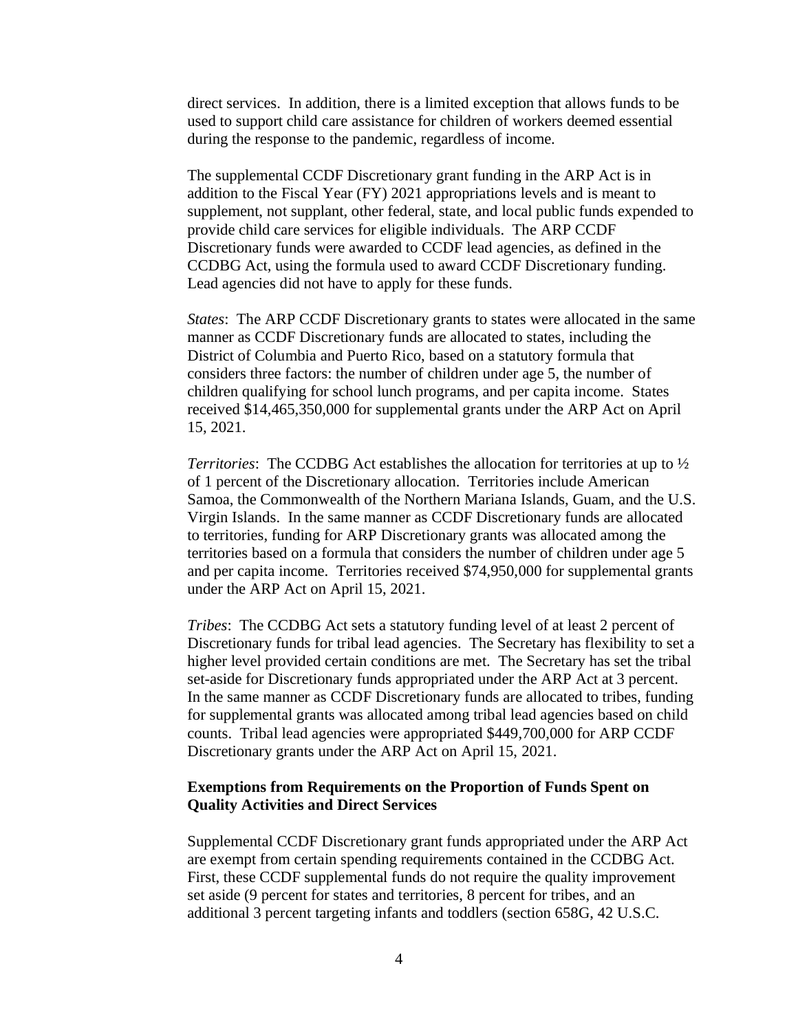direct services. In addition, there is a limited exception that allows funds to be used to support child care assistance for children of workers deemed essential during the response to the pandemic, regardless of income.

The supplemental CCDF Discretionary grant funding in the ARP Act is in addition to the Fiscal Year (FY) 2021 appropriations levels and is meant to supplement, not supplant, other federal, state, and local public funds expended to provide child care services for eligible individuals. The ARP CCDF Discretionary funds were awarded to CCDF lead agencies, as defined in the CCDBG Act, using the formula used to award CCDF Discretionary funding. Lead agencies did not have to apply for these funds.

*States*: The ARP CCDF Discretionary grants to states were allocated in the same manner as CCDF Discretionary funds are allocated to states, including the District of Columbia and Puerto Rico, based on a statutory formula that considers three factors: the number of children under age 5, the number of children qualifying for school lunch programs, and per capita income. States received $14,465,350,000 for supplemental grants under the ARP Act on April 15, 2021.

*Territories*: The CCDBG Act establishes the allocation for territories at up to ½ of 1 percent of the Discretionary allocation. Territories include American Samoa, the Commonwealth of the Northern Mariana Islands, Guam, and the U.S. Virgin Islands. In the same manner as CCDF Discretionary funds are allocated to territories, funding for ARP Discretionary grants was allocated among the territories based on a formula that considers the number of children under age 5 and per capita income. Territories received $74,950,000 for supplemental grants under the ARP Act on April 15, 2021.

*Tribes*: The CCDBG Act sets a statutory funding level of at least 2 percent of Discretionary funds for tribal lead agencies. The Secretary has flexibility to set a higher level provided certain conditions are met. The Secretary has set the tribal set-aside for Discretionary funds appropriated under the ARP Act at 3 percent. In the same manner as CCDF Discretionary funds are allocated to tribes, funding for supplemental grants was allocated among tribal lead agencies based on child counts. Tribal lead agencies were appropriated $449,700,000 for ARP CCDF Discretionary grants under the ARP Act on April 15, 2021.

**Exemptions from Requirements on the Proportion of Funds Spent on Quality Activities and Direct Services**

Supplemental CCDF Discretionary grant funds appropriated under the ARP Act are exempt from certain spending requirements contained in the CCDBG Act. First, these CCDF supplemental funds do not require the quality improvement set aside (9 percent for states and territories, 8 percent for tribes, and an additional 3 percent targeting infants and toddlers (section 658G, 42 U.S.C.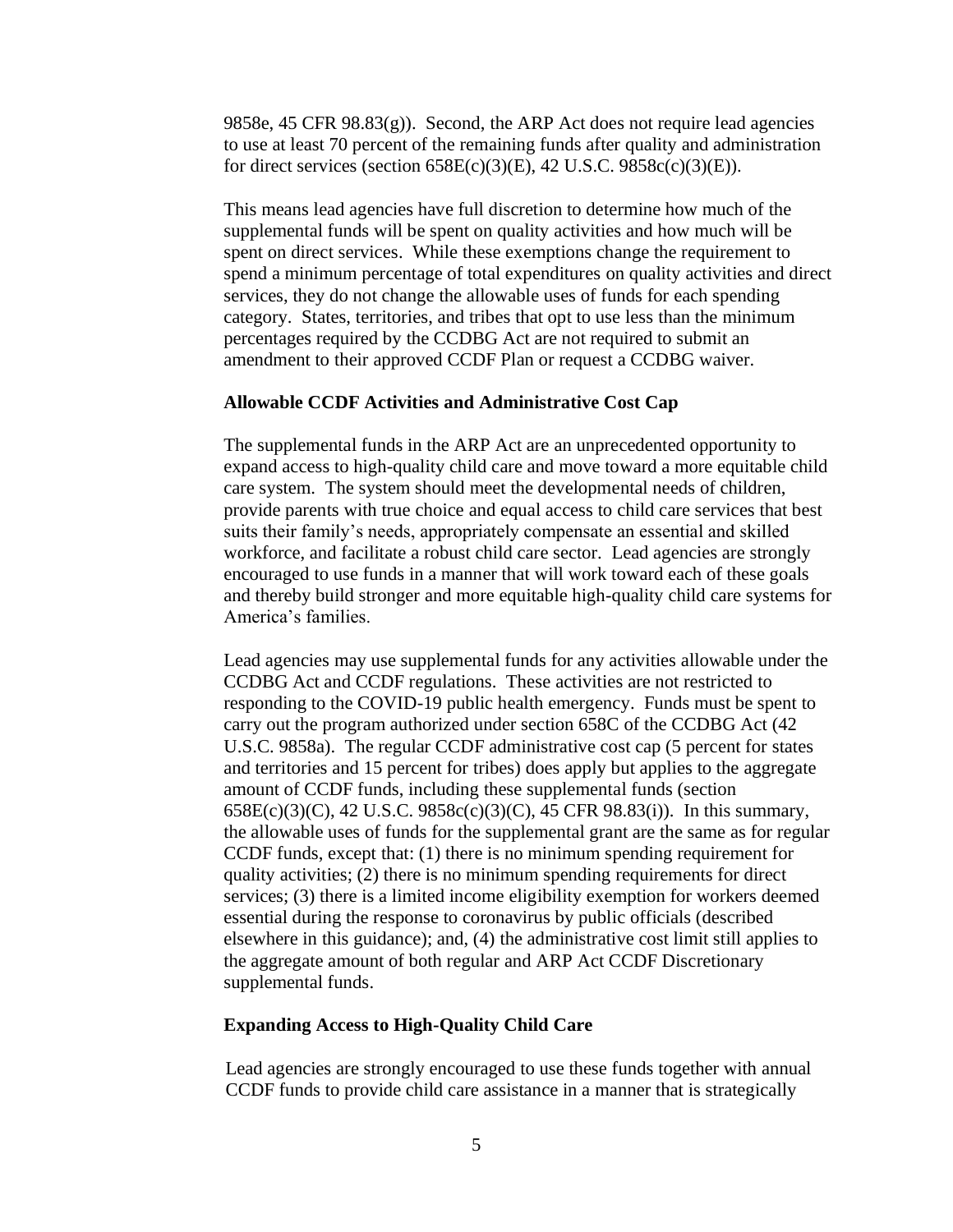9858e, 45 CFR 98.83(g)). Second, the ARP Act does not require lead agencies to use at least 70 percent of the remaining funds after quality and administration for direct services (section 658E(c)(3)(E), 42 U.S.C. 9858c(c)(3)(E)).

This means lead agencies have full discretion to determine how much of the supplemental funds will be spent on quality activities and how much will be spent on direct services. While these exemptions change the requirement to spend a minimum percentage of total expenditures on quality activities and direct services, they do not change the allowable uses of funds for each spending category. States, territories, and tribes that opt to use less than the minimum percentages required by the CCDBG Act are not required to submit an amendment to their approved CCDF Plan or request a CCDBG waiver.

### Allowable CCDF Activities and Administrative Cost Cap

The supplemental funds in the ARP Act are an unprecedented opportunity to expand access to high-quality child care and move toward a more equitable child care system. The system should meet the developmental needs of children, provide parents with true choice and equal access to child care services that best suits their family's needs, appropriately compensate an essential and skilled workforce, and facilitate a robust child care sector. Lead agencies are strongly encouraged to use funds in a manner that will work toward each of these goals and thereby build stronger and more equitable high-quality child care systems for America's families.

Lead agencies may use supplemental funds for any activities allowable under the CCDBG Act and CCDF regulations. These activities are not restricted to responding to the COVID-19 public health emergency. Funds must be spent to carry out the program authorized under section 658C of the CCDBG Act (42 U.S.C. 9858a). The regular CCDF administrative cost cap (5 percent for states and territories and 15 percent for tribes) does apply but applies to the aggregate amount of CCDF funds, including these supplemental funds (section 658E(c)(3)(C), 42 U.S.C. 9858c(c)(3)(C), 45 CFR 98.83(i)). In this summary, the allowable uses of funds for the supplemental grant are the same as for regular CCDF funds, except that: (1) there is no minimum spending requirement for quality activities; (2) there is no minimum spending requirements for direct services; (3) there is a limited income eligibility exemption for workers deemed essential during the response to coronavirus by public officials (described elsewhere in this guidance); and, (4) the administrative cost limit still applies to the aggregate amount of both regular and ARP Act CCDF Discretionary supplemental funds.

### Expanding Access to High-Quality Child Care

Lead agencies are strongly encouraged to use these funds together with annual CCDF funds to provide child care assistance in a manner that is strategically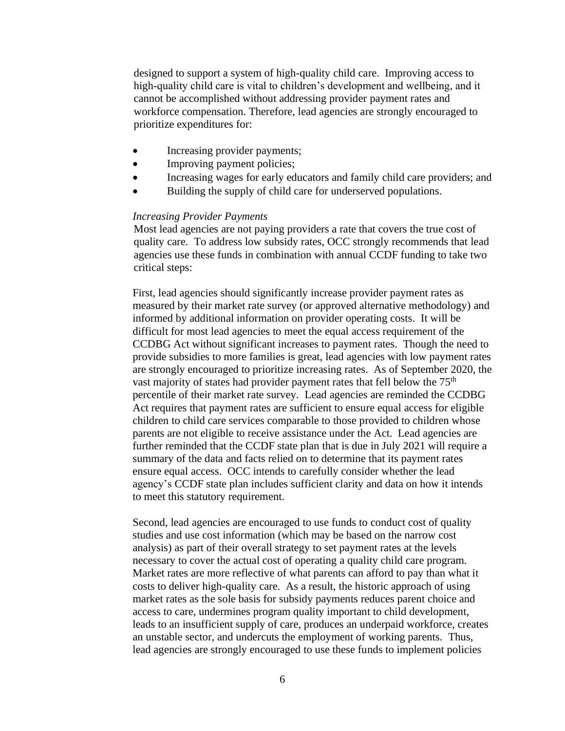designed to support a system of high-quality child care. Improving access to high-quality child care is vital to children's development and wellbeing, and it cannot be accomplished without addressing provider payment rates and workforce compensation. Therefore, lead agencies are strongly encouraged to prioritize expenditures for:

- Increasing provider payments;
- Improving payment policies;
- Increasing wages for early educators and family child care providers; and
- Building the supply of child care for underserved populations.

*Increasing Provider Payments*

Most lead agencies are not paying providers a rate that covers the true cost of quality care. To address low subsidy rates, OCC strongly recommends that lead agencies use these funds in combination with annual CCDF funding to take two critical steps:

First, lead agencies should significantly increase provider payment rates as measured by their market rate survey (or approved alternative methodology) and informed by additional information on provider operating costs. It will be difficult for most lead agencies to meet the equal access requirement of the CCDBG Act without significant increases to payment rates. Though the need to provide subsidies to more families is great, lead agencies with low payment rates are strongly encouraged to prioritize increasing rates. As of September 2020, the vast majority of states had provider payment rates that fell below the 75th percentile of their market rate survey. Lead agencies are reminded the CCDBG Act requires that payment rates are sufficient to ensure equal access for eligible children to child care services comparable to those provided to children whose parents are not eligible to receive assistance under the Act. Lead agencies are further reminded that the CCDF state plan that is due in July 2021 will require a summary of the data and facts relied on to determine that its payment rates ensure equal access. OCC intends to carefully consider whether the lead agency's CCDF state plan includes sufficient clarity and data on how it intends to meet this statutory requirement.

Second, lead agencies are encouraged to use funds to conduct cost of quality studies and use cost information (which may be based on the narrow cost analysis) as part of their overall strategy to set payment rates at the levels necessary to cover the actual cost of operating a quality child care program. Market rates are more reflective of what parents can afford to pay than what it costs to deliver high-quality care. As a result, the historic approach of using market rates as the sole basis for subsidy payments reduces parent choice and access to care, undermines program quality important to child development, leads to an insufficient supply of care, produces an underpaid workforce, creates an unstable sector, and undercuts the employment of working parents. Thus, lead agencies are strongly encouraged to use these funds to implement policies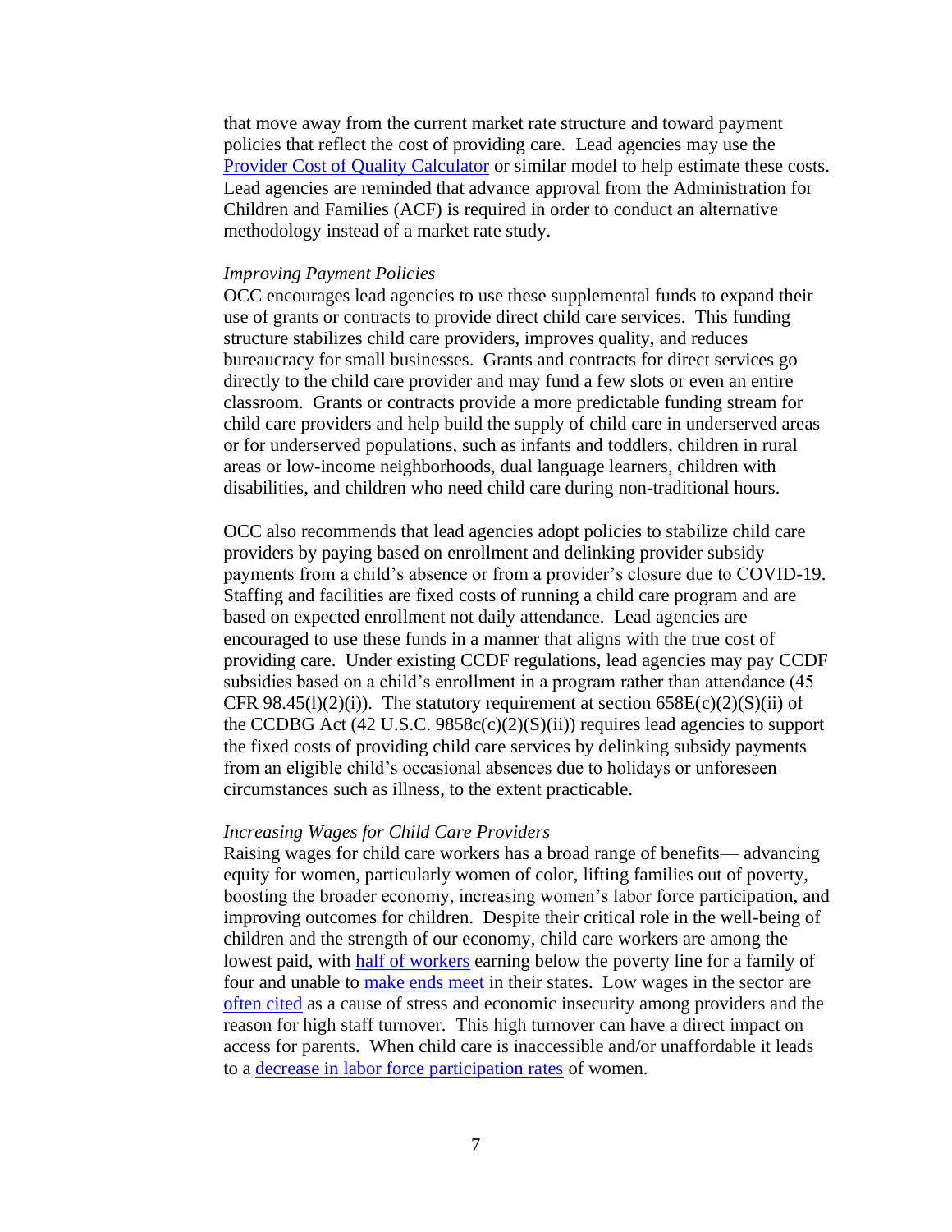that move away from the current market rate structure and toward payment policies that reflect the cost of providing care. Lead agencies may use the [Provider Cost of Quality Calculator]() or similar model to help estimate these costs. Lead agencies are reminded that advance approval from the Administration for Children and Families (ACF) is required in order to conduct an alternative methodology instead of a market rate study.

*Improving Payment Policies*

OCC encourages lead agencies to use these supplemental funds to expand their use of grants or contracts to provide direct child care services. This funding structure stabilizes child care providers, improves quality, and reduces bureaucracy for small businesses. Grants and contracts for direct services go directly to the child care provider and may fund a few slots or even an entire classroom. Grants or contracts provide a more predictable funding stream for child care providers and help build the supply of child care in underserved areas or for underserved populations, such as infants and toddlers, children in rural areas or low-income neighborhoods, dual language learners, children with disabilities, and children who need child care during non-traditional hours.

OCC also recommends that lead agencies adopt policies to stabilize child care providers by paying based on enrollment and delinking provider subsidy payments from a child's absence or from a provider's closure due to COVID-19. Staffing and facilities are fixed costs of running a child care program and are based on expected enrollment not daily attendance. Lead agencies are encouraged to use these funds in a manner that aligns with the true cost of providing care. Under existing CCDF regulations, lead agencies may pay CCDF subsidies based on a child's enrollment in a program rather than attendance (45 CFR 98.45(l)(2)(i)). The statutory requirement at section 658E(c)(2)(S)(ii) of the CCDBG Act (42 U.S.C. 9858c(c)(2)(S)(ii)) requires lead agencies to support the fixed costs of providing child care services by delinking subsidy payments from an eligible child's occasional absences due to holidays or unforeseen circumstances such as illness, to the extent practicable.

*Increasing Wages for Child Care Providers*

Raising wages for child care workers has a broad range of benefits— advancing equity for women, particularly women of color, lifting families out of poverty, boosting the broader economy, increasing women's labor force participation, and improving outcomes for children. Despite their critical role in the well-being of children and the strength of our economy, child care workers are among the lowest paid, with [half of workers]() earning below the poverty line for a family of four and unable to [make ends meet]() in their states. Low wages in the sector are [often cited]() as a cause of stress and economic insecurity among providers and the reason for high staff turnover. This high turnover can have a direct impact on access for parents. When child care is inaccessible and/or unaffordable it leads to a [decrease in labor force participation rates]() of women.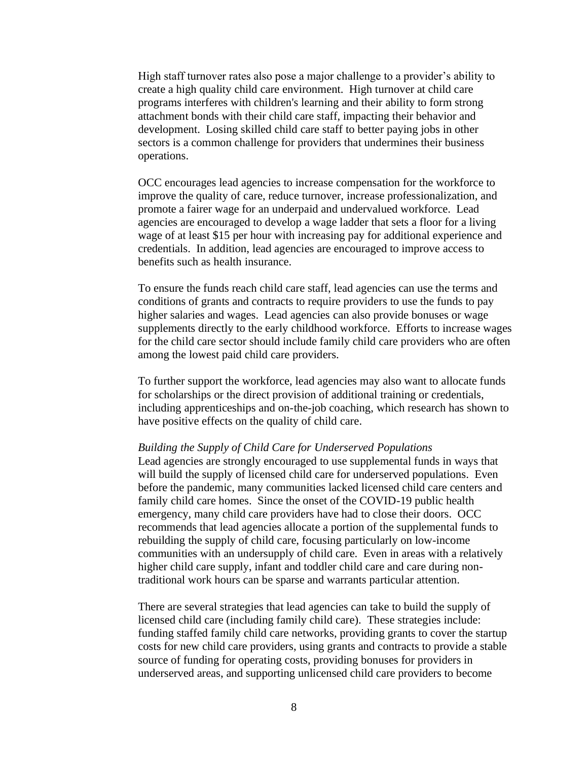High staff turnover rates also pose a major challenge to a provider's ability to create a high quality child care environment. High turnover at child care programs interferes with children's learning and their ability to form strong attachment bonds with their child care staff, impacting their behavior and development. Losing skilled child care staff to better paying jobs in other sectors is a common challenge for providers that undermines their business operations.

OCC encourages lead agencies to increase compensation for the workforce to improve the quality of care, reduce turnover, increase professionalization, and promote a fairer wage for an underpaid and undervalued workforce. Lead agencies are encouraged to develop a wage ladder that sets a floor for a living wage of at least $15 per hour with increasing pay for additional experience and credentials. In addition, lead agencies are encouraged to improve access to benefits such as health insurance.

To ensure the funds reach child care staff, lead agencies can use the terms and conditions of grants and contracts to require providers to use the funds to pay higher salaries and wages. Lead agencies can also provide bonuses or wage supplements directly to the early childhood workforce. Efforts to increase wages for the child care sector should include family child care providers who are often among the lowest paid child care providers.

To further support the workforce, lead agencies may also want to allocate funds for scholarships or the direct provision of additional training or credentials, including apprenticeships and on-the-job coaching, which research has shown to have positive effects on the quality of child care.

*Building the Supply of Child Care for Underserved Populations*

Lead agencies are strongly encouraged to use supplemental funds in ways that will build the supply of licensed child care for underserved populations. Even before the pandemic, many communities lacked licensed child care centers and family child care homes. Since the onset of the COVID-19 public health emergency, many child care providers have had to close their doors. OCC recommends that lead agencies allocate a portion of the supplemental funds to rebuilding the supply of child care, focusing particularly on low-income communities with an undersupply of child care. Even in areas with a relatively higher child care supply, infant and toddler child care and care during non-traditional work hours can be sparse and warrants particular attention.

There are several strategies that lead agencies can take to build the supply of licensed child care (including family child care). These strategies include: funding staffed family child care networks, providing grants to cover the startup costs for new child care providers, using grants and contracts to provide a stable source of funding for operating costs, providing bonuses for providers in underserved areas, and supporting unlicensed child care providers to become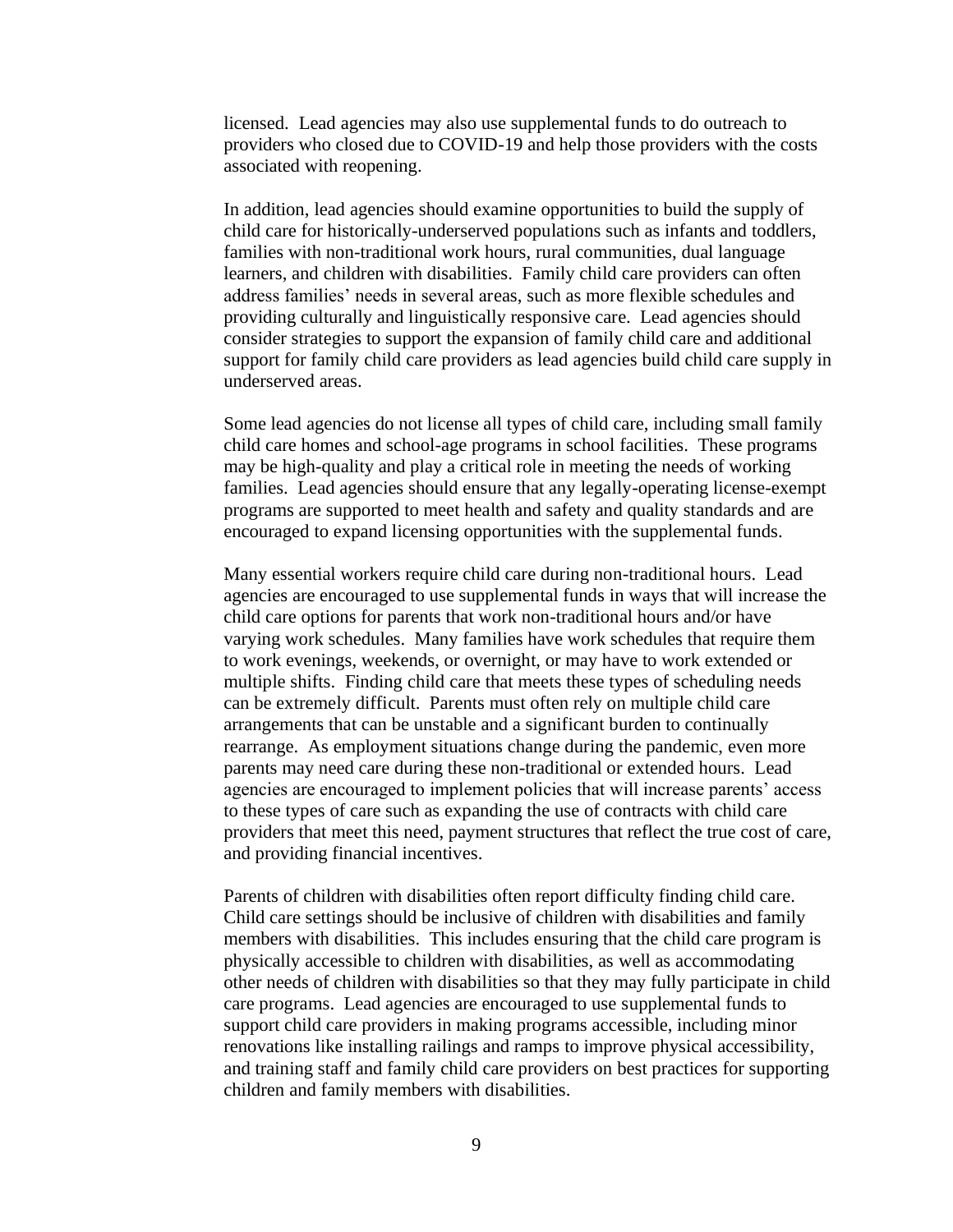licensed. Lead agencies may also use supplemental funds to do outreach to providers who closed due to COVID-19 and help those providers with the costs associated with reopening.

In addition, lead agencies should examine opportunities to build the supply of child care for historically-underserved populations such as infants and toddlers, families with non-traditional work hours, rural communities, dual language learners, and children with disabilities. Family child care providers can often address families' needs in several areas, such as more flexible schedules and providing culturally and linguistically responsive care. Lead agencies should consider strategies to support the expansion of family child care and additional support for family child care providers as lead agencies build child care supply in underserved areas.

Some lead agencies do not license all types of child care, including small family child care homes and school-age programs in school facilities. These programs may be high-quality and play a critical role in meeting the needs of working families. Lead agencies should ensure that any legally-operating license-exempt programs are supported to meet health and safety and quality standards and are encouraged to expand licensing opportunities with the supplemental funds.

Many essential workers require child care during non-traditional hours. Lead agencies are encouraged to use supplemental funds in ways that will increase the child care options for parents that work non-traditional hours and/or have varying work schedules. Many families have work schedules that require them to work evenings, weekends, or overnight, or may have to work extended or multiple shifts. Finding child care that meets these types of scheduling needs can be extremely difficult. Parents must often rely on multiple child care arrangements that can be unstable and a significant burden to continually rearrange. As employment situations change during the pandemic, even more parents may need care during these non-traditional or extended hours. Lead agencies are encouraged to implement policies that will increase parents' access to these types of care such as expanding the use of contracts with child care providers that meet this need, payment structures that reflect the true cost of care, and providing financial incentives.

Parents of children with disabilities often report difficulty finding child care. Child care settings should be inclusive of children with disabilities and family members with disabilities. This includes ensuring that the child care program is physically accessible to children with disabilities, as well as accommodating other needs of children with disabilities so that they may fully participate in child care programs. Lead agencies are encouraged to use supplemental funds to support child care providers in making programs accessible, including minor renovations like installing railings and ramps to improve physical accessibility, and training staff and family child care providers on best practices for supporting children and family members with disabilities.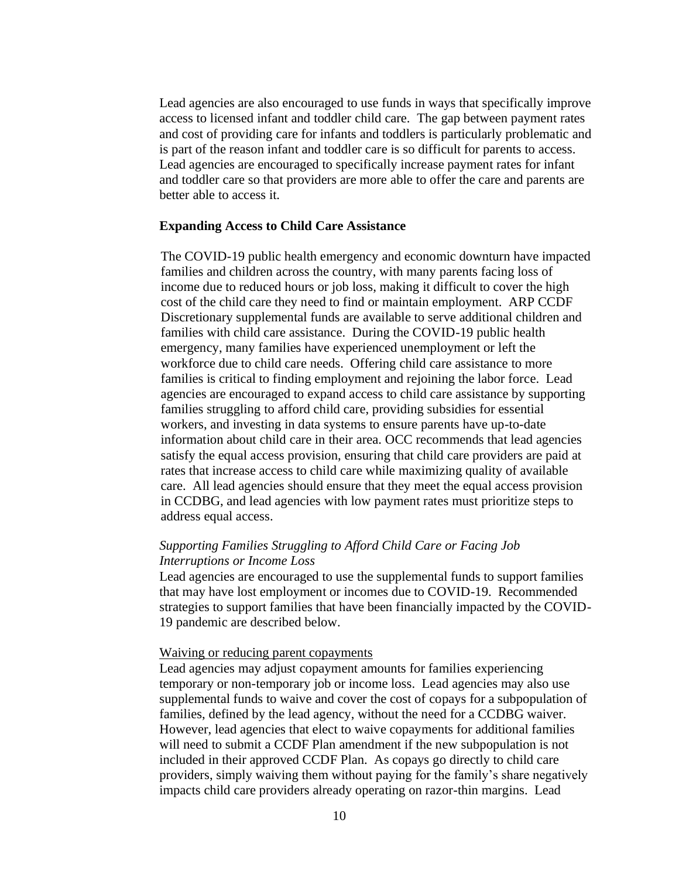Lead agencies are also encouraged to use funds in ways that specifically improve access to licensed infant and toddler child care. The gap between payment rates and cost of providing care for infants and toddlers is particularly problematic and is part of the reason infant and toddler care is so difficult for parents to access. Lead agencies are encouraged to specifically increase payment rates for infant and toddler care so that providers are more able to offer the care and parents are better able to access it.

**Expanding Access to Child Care Assistance**

The COVID-19 public health emergency and economic downturn have impacted families and children across the country, with many parents facing loss of income due to reduced hours or job loss, making it difficult to cover the high cost of the child care they need to find or maintain employment. ARP CCDF Discretionary supplemental funds are available to serve additional children and families with child care assistance. During the COVID-19 public health emergency, many families have experienced unemployment or left the workforce due to child care needs. Offering child care assistance to more families is critical to finding employment and rejoining the labor force. Lead agencies are encouraged to expand access to child care assistance by supporting families struggling to afford child care, providing subsidies for essential workers, and investing in data systems to ensure parents have up-to-date information about child care in their area. OCC recommends that lead agencies satisfy the equal access provision, ensuring that child care providers are paid at rates that increase access to child care while maximizing quality of available care. All lead agencies should ensure that they meet the equal access provision in CCDBG, and lead agencies with low payment rates must prioritize steps to address equal access.

*Supporting Families Struggling to Afford Child Care or Facing Job Interruptions or Income Loss*

Lead agencies are encouraged to use the supplemental funds to support families that may have lost employment or incomes due to COVID-19. Recommended strategies to support families that have been financially impacted by the COVID-19 pandemic are described below.

<u>Waiving or reducing parent copayments</u>

Lead agencies may adjust copayment amounts for families experiencing temporary or non-temporary job or income loss. Lead agencies may also use supplemental funds to waive and cover the cost of copays for a subpopulation of families, defined by the lead agency, without the need for a CCDBG waiver. However, lead agencies that elect to waive copayments for additional families will need to submit a CCDF Plan amendment if the new subpopulation is not included in their approved CCDF Plan. As copays go directly to child care providers, simply waiving them without paying for the family's share negatively impacts child care providers already operating on razor-thin margins. Lead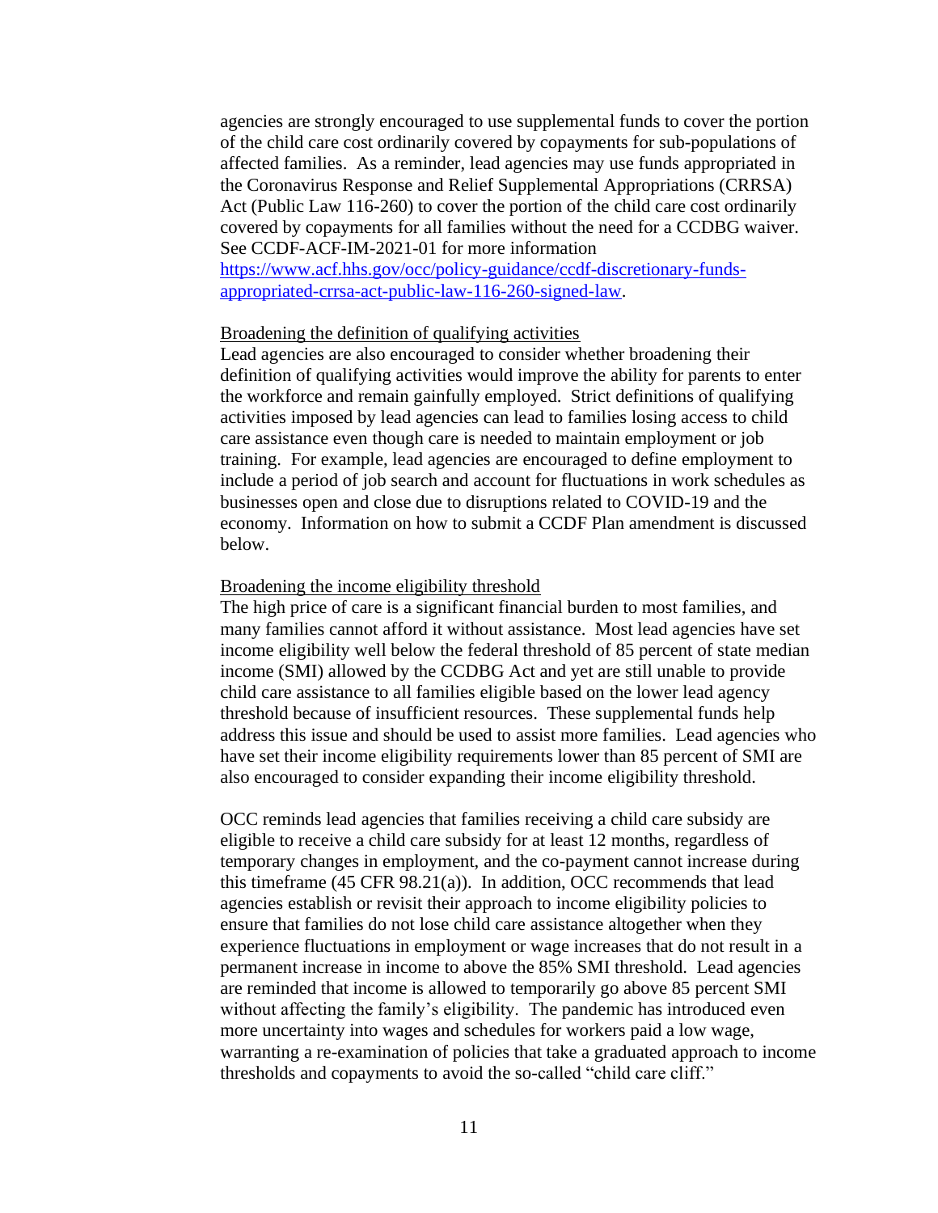agencies are strongly encouraged to use supplemental funds to cover the portion of the child care cost ordinarily covered by copayments for sub-populations of affected families. As a reminder, lead agencies may use funds appropriated in the Coronavirus Response and Relief Supplemental Appropriations (CRRSA) Act (Public Law 116-260) to cover the portion of the child care cost ordinarily covered by copayments for all families without the need for a CCDBG waiver. See CCDF-ACF-IM-2021-01 for more information [https://www.acf.hhs.gov/occ/policy-guidance/ccdf-discretionary-funds-appropriated-crrsa-act-public-law-116-260-signed-law](https://www.acf.hhs.gov/occ/policy-guidance/ccdf-discretionary-funds-appropriated-crrsa-act-public-law-116-260-signed-law).

<u>Broadening the definition of qualifying activities</u>

Lead agencies are also encouraged to consider whether broadening their definition of qualifying activities would improve the ability for parents to enter the workforce and remain gainfully employed. Strict definitions of qualifying activities imposed by lead agencies can lead to families losing access to child care assistance even though care is needed to maintain employment or job training. For example, lead agencies are encouraged to define employment to include a period of job search and account for fluctuations in work schedules as businesses open and close due to disruptions related to COVID-19 and the economy. Information on how to submit a CCDF Plan amendment is discussed below.

<u>Broadening the income eligibility threshold</u>

The high price of care is a significant financial burden to most families, and many families cannot afford it without assistance. Most lead agencies have set income eligibility well below the federal threshold of 85 percent of state median income (SMI) allowed by the CCDBG Act and yet are still unable to provide child care assistance to all families eligible based on the lower lead agency threshold because of insufficient resources. These supplemental funds help address this issue and should be used to assist more families. Lead agencies who have set their income eligibility requirements lower than 85 percent of SMI are also encouraged to consider expanding their income eligibility threshold.

OCC reminds lead agencies that families receiving a child care subsidy are eligible to receive a child care subsidy for at least 12 months, regardless of temporary changes in employment, and the co-payment cannot increase during this timeframe (45 CFR 98.21(a)). In addition, OCC recommends that lead agencies establish or revisit their approach to income eligibility policies to ensure that families do not lose child care assistance altogether when they experience fluctuations in employment or wage increases that do not result in a permanent increase in income to above the 85% SMI threshold. Lead agencies are reminded that income is allowed to temporarily go above 85 percent SMI without affecting the family's eligibility. The pandemic has introduced even more uncertainty into wages and schedules for workers paid a low wage, warranting a re-examination of policies that take a graduated approach to income thresholds and copayments to avoid the so-called "child care cliff."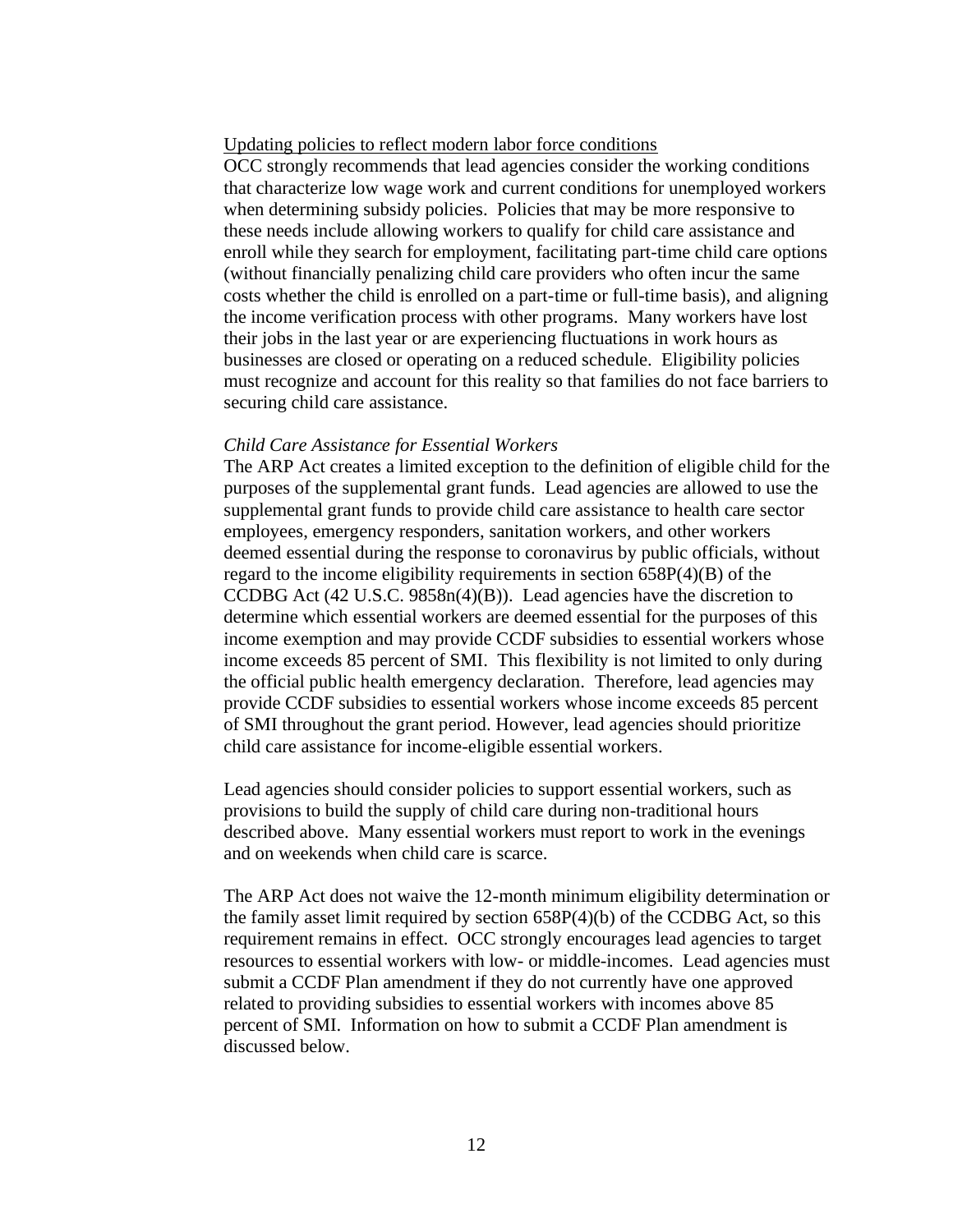<u>Updating policies to reflect modern labor force conditions</u>

OCC strongly recommends that lead agencies consider the working conditions that characterize low wage work and current conditions for unemployed workers when determining subsidy policies. Policies that may be more responsive to these needs include allowing workers to qualify for child care assistance and enroll while they search for employment, facilitating part-time child care options (without financially penalizing child care providers who often incur the same costs whether the child is enrolled on a part-time or full-time basis), and aligning the income verification process with other programs. Many workers have lost their jobs in the last year or are experiencing fluctuations in work hours as businesses are closed or operating on a reduced schedule. Eligibility policies must recognize and account for this reality so that families do not face barriers to securing child care assistance.

*Child Care Assistance for Essential Workers*

The ARP Act creates a limited exception to the definition of eligible child for the purposes of the supplemental grant funds. Lead agencies are allowed to use the supplemental grant funds to provide child care assistance to health care sector employees, emergency responders, sanitation workers, and other workers deemed essential during the response to coronavirus by public officials, without regard to the income eligibility requirements in section 658P(4)(B) of the CCDBG Act (42 U.S.C. 9858n(4)(B)). Lead agencies have the discretion to determine which essential workers are deemed essential for the purposes of this income exemption and may provide CCDF subsidies to essential workers whose income exceeds 85 percent of SMI. This flexibility is not limited to only during the official public health emergency declaration. Therefore, lead agencies may provide CCDF subsidies to essential workers whose income exceeds 85 percent of SMI throughout the grant period. However, lead agencies should prioritize child care assistance for income-eligible essential workers.

Lead agencies should consider policies to support essential workers, such as provisions to build the supply of child care during non-traditional hours described above. Many essential workers must report to work in the evenings and on weekends when child care is scarce.

The ARP Act does not waive the 12-month minimum eligibility determination or the family asset limit required by section 658P(4)(b) of the CCDBG Act, so this requirement remains in effect. OCC strongly encourages lead agencies to target resources to essential workers with low- or middle-incomes. Lead agencies must submit a CCDF Plan amendment if they do not currently have one approved related to providing subsidies to essential workers with incomes above 85 percent of SMI. Information on how to submit a CCDF Plan amendment is discussed below.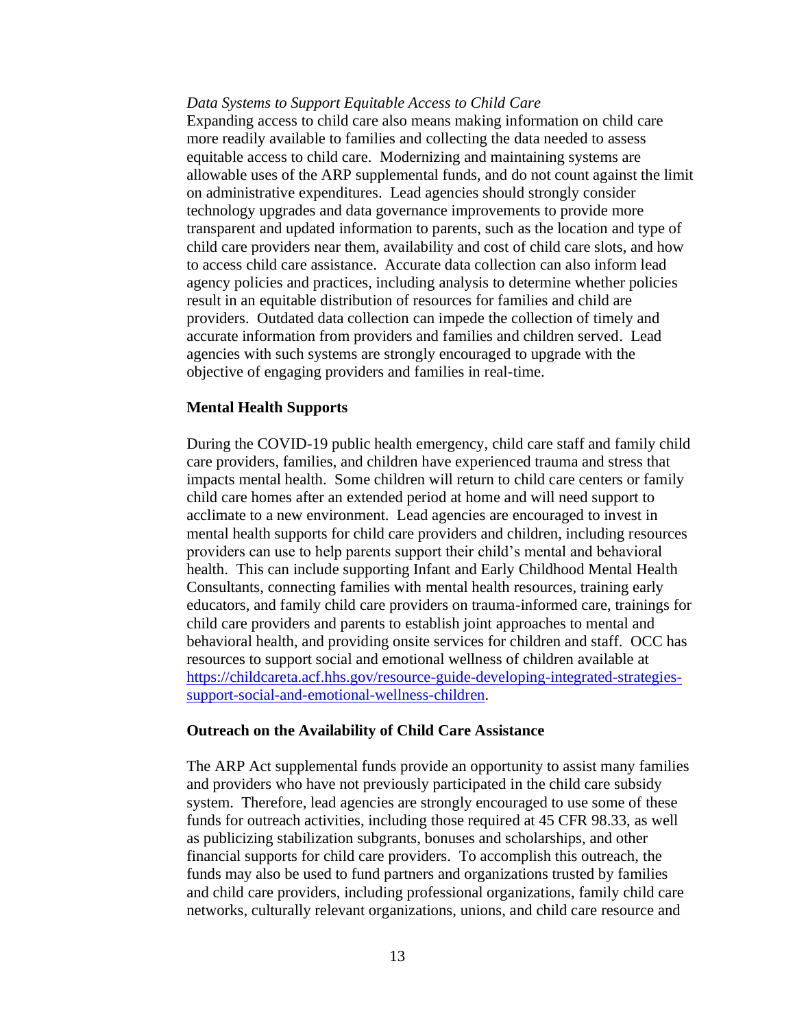*Data Systems to Support Equitable Access to Child Care*

Expanding access to child care also means making information on child care more readily available to families and collecting the data needed to assess equitable access to child care. Modernizing and maintaining systems are allowable uses of the ARP supplemental funds, and do not count against the limit on administrative expenditures. Lead agencies should strongly consider technology upgrades and data governance improvements to provide more transparent and updated information to parents, such as the location and type of child care providers near them, availability and cost of child care slots, and how to access child care assistance. Accurate data collection can also inform lead agency policies and practices, including analysis to determine whether policies result in an equitable distribution of resources for families and child are providers. Outdated data collection can impede the collection of timely and accurate information from providers and families and children served. Lead agencies with such systems are strongly encouraged to upgrade with the objective of engaging providers and families in real-time.

**Mental Health Supports**

During the COVID-19 public health emergency, child care staff and family child care providers, families, and children have experienced trauma and stress that impacts mental health. Some children will return to child care centers or family child care homes after an extended period at home and will need support to acclimate to a new environment. Lead agencies are encouraged to invest in mental health supports for child care providers and children, including resources providers can use to help parents support their child's mental and behavioral health. This can include supporting Infant and Early Childhood Mental Health Consultants, connecting families with mental health resources, training early educators, and family child care providers on trauma-informed care, trainings for child care providers and parents to establish joint approaches to mental and behavioral health, and providing onsite services for children and staff. OCC has resources to support social and emotional wellness of children available at [https://childcareta.acf.hhs.gov/resource-guide-developing-integrated-strategies-support-social-and-emotional-wellness-children](https://childcareta.acf.hhs.gov/resource-guide-developing-integrated-strategies-support-social-and-emotional-wellness-children).

**Outreach on the Availability of Child Care Assistance**

The ARP Act supplemental funds provide an opportunity to assist many families and providers who have not previously participated in the child care subsidy system. Therefore, lead agencies are strongly encouraged to use some of these funds for outreach activities, including those required at 45 CFR 98.33, as well as publicizing stabilization subgrants, bonuses and scholarships, and other financial supports for child care providers. To accomplish this outreach, the funds may also be used to fund partners and organizations trusted by families and child care providers, including professional organizations, family child care networks, culturally relevant organizations, unions, and child care resource and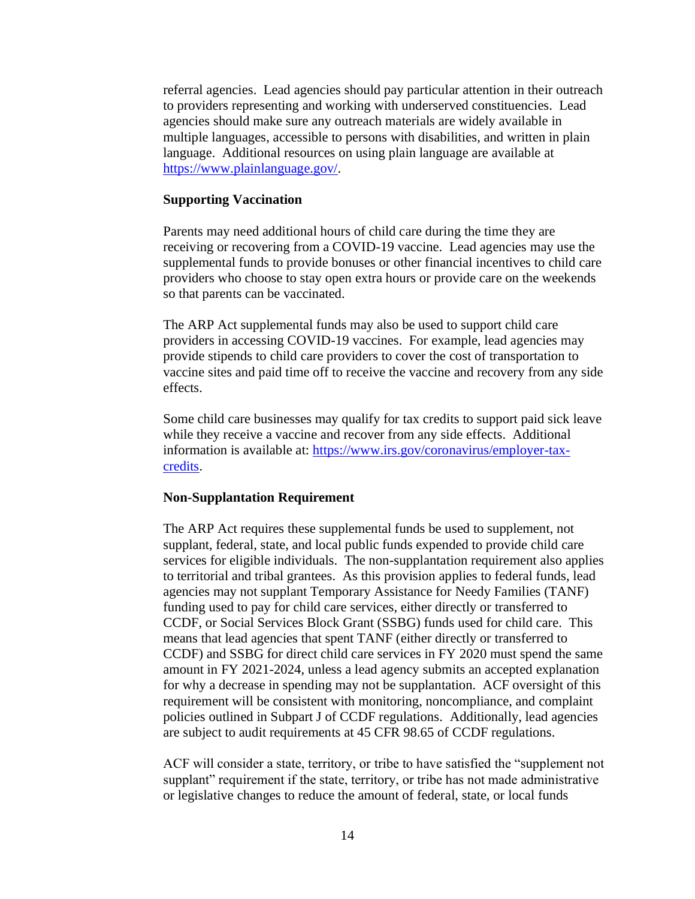referral agencies. Lead agencies should pay particular attention in their outreach to providers representing and working with underserved constituencies. Lead agencies should make sure any outreach materials are widely available in multiple languages, accessible to persons with disabilities, and written in plain language. Additional resources on using plain language are available at https://www.plainlanguage.gov/.

**Supporting Vaccination**

Parents may need additional hours of child care during the time they are receiving or recovering from a COVID-19 vaccine. Lead agencies may use the supplemental funds to provide bonuses or other financial incentives to child care providers who choose to stay open extra hours or provide care on the weekends so that parents can be vaccinated.

The ARP Act supplemental funds may also be used to support child care providers in accessing COVID-19 vaccines. For example, lead agencies may provide stipends to child care providers to cover the cost of transportation to vaccine sites and paid time off to receive the vaccine and recovery from any side effects.

Some child care businesses may qualify for tax credits to support paid sick leave while they receive a vaccine and recover from any side effects. Additional information is available at: https://www.irs.gov/coronavirus/employer-tax-credits.

**Non-Supplantation Requirement**

The ARP Act requires these supplemental funds be used to supplement, not supplant, federal, state, and local public funds expended to provide child care services for eligible individuals. The non-supplantation requirement also applies to territorial and tribal grantees. As this provision applies to federal funds, lead agencies may not supplant Temporary Assistance for Needy Families (TANF) funding used to pay for child care services, either directly or transferred to CCDF, or Social Services Block Grant (SSBG) funds used for child care. This means that lead agencies that spent TANF (either directly or transferred to CCDF) and SSBG for direct child care services in FY 2020 must spend the same amount in FY 2021-2024, unless a lead agency submits an accepted explanation for why a decrease in spending may not be supplantation. ACF oversight of this requirement will be consistent with monitoring, noncompliance, and complaint policies outlined in Subpart J of CCDF regulations. Additionally, lead agencies are subject to audit requirements at 45 CFR 98.65 of CCDF regulations.

ACF will consider a state, territory, or tribe to have satisfied the "supplement not supplant" requirement if the state, territory, or tribe has not made administrative or legislative changes to reduce the amount of federal, state, or local funds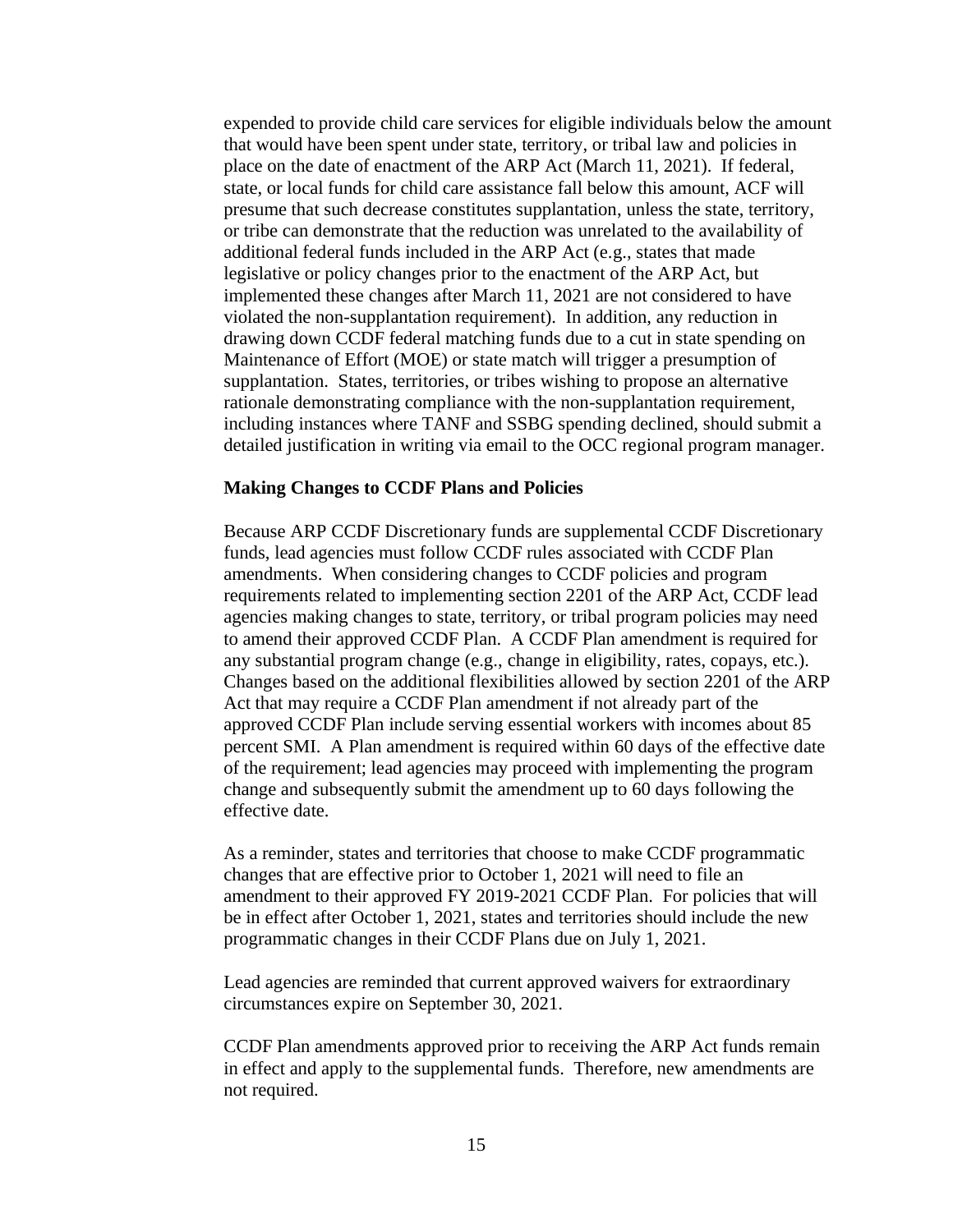expended to provide child care services for eligible individuals below the amount that would have been spent under state, territory, or tribal law and policies in place on the date of enactment of the ARP Act (March 11, 2021). If federal, state, or local funds for child care assistance fall below this amount, ACF will presume that such decrease constitutes supplantation, unless the state, territory, or tribe can demonstrate that the reduction was unrelated to the availability of additional federal funds included in the ARP Act (e.g., states that made legislative or policy changes prior to the enactment of the ARP Act, but implemented these changes after March 11, 2021 are not considered to have violated the non-supplantation requirement). In addition, any reduction in drawing down CCDF federal matching funds due to a cut in state spending on Maintenance of Effort (MOE) or state match will trigger a presumption of supplantation. States, territories, or tribes wishing to propose an alternative rationale demonstrating compliance with the non-supplantation requirement, including instances where TANF and SSBG spending declined, should submit a detailed justification in writing via email to the OCC regional program manager.

**Making Changes to CCDF Plans and Policies**

Because ARP CCDF Discretionary funds are supplemental CCDF Discretionary funds, lead agencies must follow CCDF rules associated with CCDF Plan amendments. When considering changes to CCDF policies and program requirements related to implementing section 2201 of the ARP Act, CCDF lead agencies making changes to state, territory, or tribal program policies may need to amend their approved CCDF Plan. A CCDF Plan amendment is required for any substantial program change (e.g., change in eligibility, rates, copays, etc.). Changes based on the additional flexibilities allowed by section 2201 of the ARP Act that may require a CCDF Plan amendment if not already part of the approved CCDF Plan include serving essential workers with incomes about 85 percent SMI. A Plan amendment is required within 60 days of the effective date of the requirement; lead agencies may proceed with implementing the program change and subsequently submit the amendment up to 60 days following the effective date.

As a reminder, states and territories that choose to make CCDF programmatic changes that are effective prior to October 1, 2021 will need to file an amendment to their approved FY 2019-2021 CCDF Plan. For policies that will be in effect after October 1, 2021, states and territories should include the new programmatic changes in their CCDF Plans due on July 1, 2021.

Lead agencies are reminded that current approved waivers for extraordinary circumstances expire on September 30, 2021.

CCDF Plan amendments approved prior to receiving the ARP Act funds remain in effect and apply to the supplemental funds. Therefore, new amendments are not required.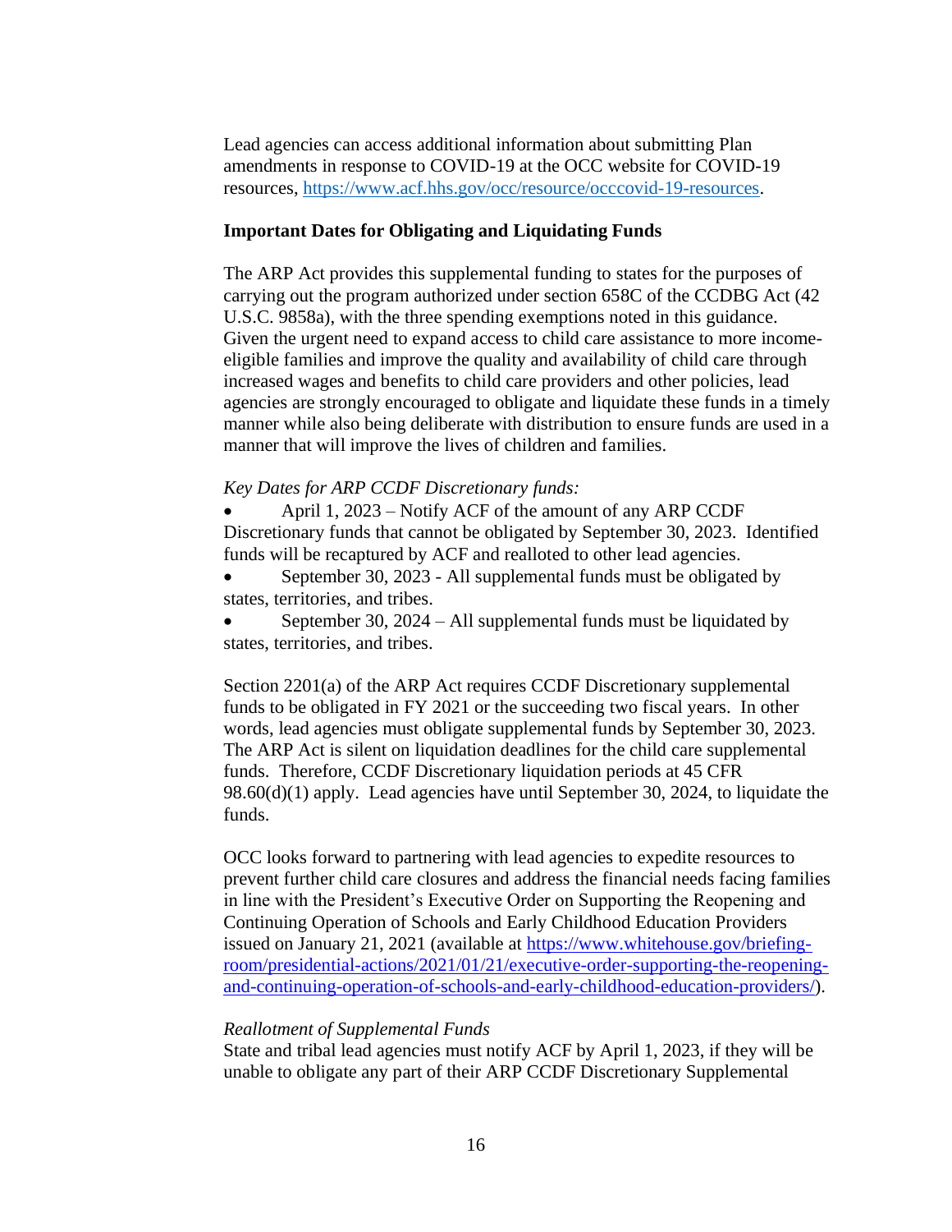Lead agencies can access additional information about submitting Plan amendments in response to COVID-19 at the OCC website for COVID-19 resources, [https://www.acf.hhs.gov/occ/resource/occcovid-19-resources](https://www.acf.hhs.gov/occ/resource/occcovid-19-resources).

**Important Dates for Obligating and Liquidating Funds**

The ARP Act provides this supplemental funding to states for the purposes of carrying out the program authorized under section 658C of the CCDBG Act (42 U.S.C. 9858a), with the three spending exemptions noted in this guidance. Given the urgent need to expand access to child care assistance to more income-eligible families and improve the quality and availability of child care through increased wages and benefits to child care providers and other policies, lead agencies are strongly encouraged to obligate and liquidate these funds in a timely manner while also being deliberate with distribution to ensure funds are used in a manner that will improve the lives of children and families.

*Key Dates for ARP CCDF Discretionary funds:*

- April 1, 2023 – Notify ACF of the amount of any ARP CCDF Discretionary funds that cannot be obligated by September 30, 2023. Identified funds will be recaptured by ACF and realloted to other lead agencies.
- September 30, 2023 - All supplemental funds must be obligated by states, territories, and tribes.
- September 30, 2024 – All supplemental funds must be liquidated by states, territories, and tribes.

Section 2201(a) of the ARP Act requires CCDF Discretionary supplemental funds to be obligated in FY 2021 or the succeeding two fiscal years. In other words, lead agencies must obligate supplemental funds by September 30, 2023. The ARP Act is silent on liquidation deadlines for the child care supplemental funds. Therefore, CCDF Discretionary liquidation periods at 45 CFR 98.60(d)(1) apply. Lead agencies have until September 30, 2024, to liquidate the funds.

OCC looks forward to partnering with lead agencies to expedite resources to prevent further child care closures and address the financial needs facing families in line with the President's Executive Order on Supporting the Reopening and Continuing Operation of Schools and Early Childhood Education Providers issued on January 21, 2021 (available at [https://www.whitehouse.gov/briefing-room/presidential-actions/2021/01/21/executive-order-supporting-the-reopening-and-continuing-operation-of-schools-and-early-childhood-education-providers/](https://www.whitehouse.gov/briefing-room/presidential-actions/2021/01/21/executive-order-supporting-the-reopening-and-continuing-operation-of-schools-and-early-childhood-education-providers/)).

*Reallotment of Supplemental Funds*

State and tribal lead agencies must notify ACF by April 1, 2023, if they will be unable to obligate any part of their ARP CCDF Discretionary Supplemental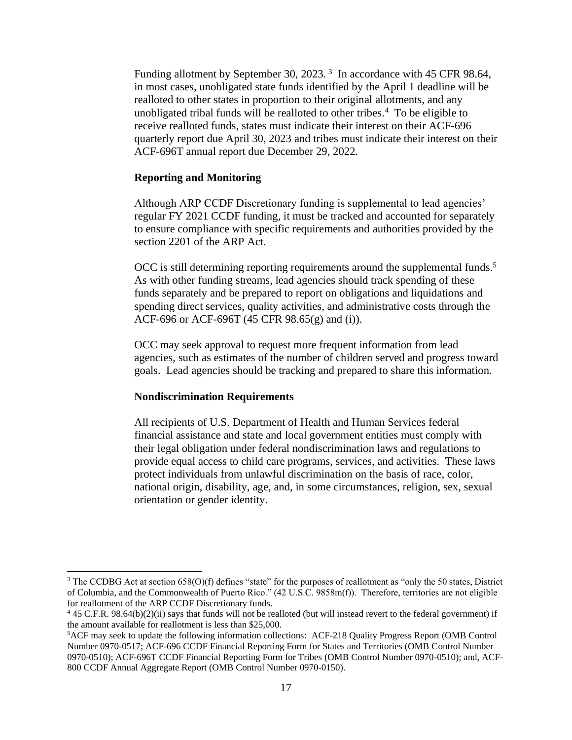Funding allotment by September 30, 2023. [3] In accordance with 45 CFR 98.64, in most cases, unobligated state funds identified by the April 1 deadline will be realloted to other states in proportion to their original allotments, and any unobligated tribal funds will be realloted to other tribes.[4] To be eligible to receive realloted funds, states must indicate their interest on their ACF-696 quarterly report due April 30, 2023 and tribes must indicate their interest on their ACF-696T annual report due December 29, 2022.

**Reporting and Monitoring**

Although ARP CCDF Discretionary funding is supplemental to lead agencies' regular FY 2021 CCDF funding, it must be tracked and accounted for separately to ensure compliance with specific requirements and authorities provided by the section 2201 of the ARP Act.

OCC is still determining reporting requirements around the supplemental funds.[5] As with other funding streams, lead agencies should track spending of these funds separately and be prepared to report on obligations and liquidations and spending direct services, quality activities, and administrative costs through the ACF-696 or ACF-696T (45 CFR 98.65(g) and (i)).

OCC may seek approval to request more frequent information from lead agencies, such as estimates of the number of children served and progress toward goals. Lead agencies should be tracking and prepared to share this information.

**Nondiscrimination Requirements**

All recipients of U.S. Department of Health and Human Services federal financial assistance and state and local government entities must comply with their legal obligation under federal nondiscrimination laws and regulations to provide equal access to child care programs, services, and activities. These laws protect individuals from unlawful discrimination on the basis of race, color, national origin, disability, age, and, in some circumstances, religion, sex, sexual orientation or gender identity.

---

[3] The CCDBG Act at section 658(O)(f) defines "state" for the purposes of reallotment as "only the 50 states, District of Columbia, and the Commonwealth of Puerto Rico." (42 U.S.C. 9858m(f)). Therefore, territories are not eligible for reallotment of the ARP CCDF Discretionary funds.

[4] 45 C.F.R. 98.64(b)(2)(ii) says that funds will not be realloted (but will instead revert to the federal government) if the amount available for reallotment is less than $25,000.

[5] ACF may seek to update the following information collections: ACF-218 Quality Progress Report (OMB Control Number 0970-0517; ACF-696 CCDF Financial Reporting Form for States and Territories (OMB Control Number 0970-0510); ACF-696T CCDF Financial Reporting Form for Tribes (OMB Control Number 0970-0510); and, ACF-800 CCDF Annual Aggregate Report (OMB Control Number 0970-0150).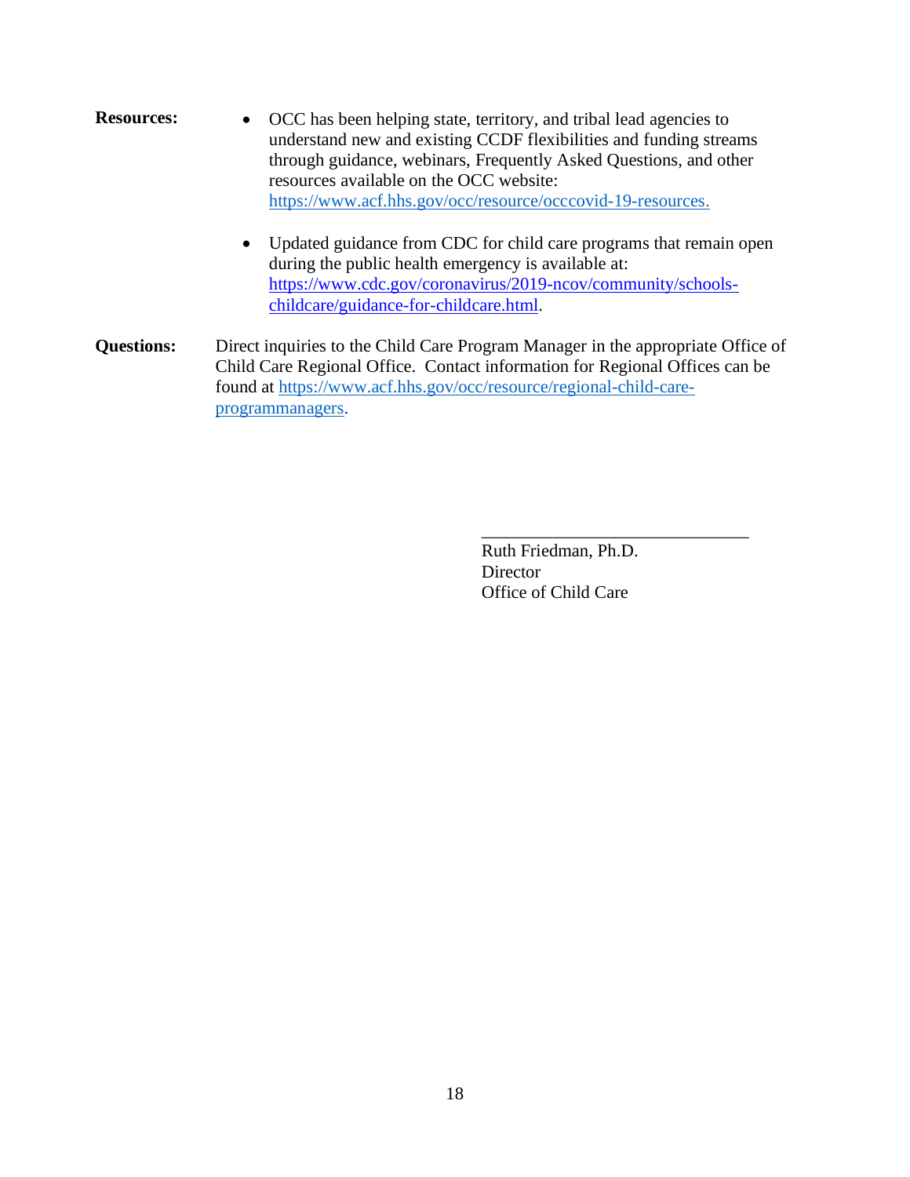**Resources:**

- OCC has been helping state, territory, and tribal lead agencies to understand new and existing CCDF flexibilities and funding streams through guidance, webinars, Frequently Asked Questions, and other resources available on the OCC website: https://www.acf.hhs.gov/occ/resource/occcovid-19-resources.

- Updated guidance from CDC for child care programs that remain open during the public health emergency is available at: https://www.cdc.gov/coronavirus/2019-ncov/community/schools-childcare/guidance-for-childcare.html.

**Questions:** Direct inquiries to the Child Care Program Manager in the appropriate Office of Child Care Regional Office. Contact information for Regional Offices can be found at https://www.acf.hhs.gov/occ/resource/regional-child-care-programmanagers.

\_\_\_\_\_\_\_\_\_\_\_\_\_\_\_\_\_\_\_\_\_\_\_\_\_\_\_\_\_\_

Ruth Friedman, Ph.D.
Director
Office of Child Care